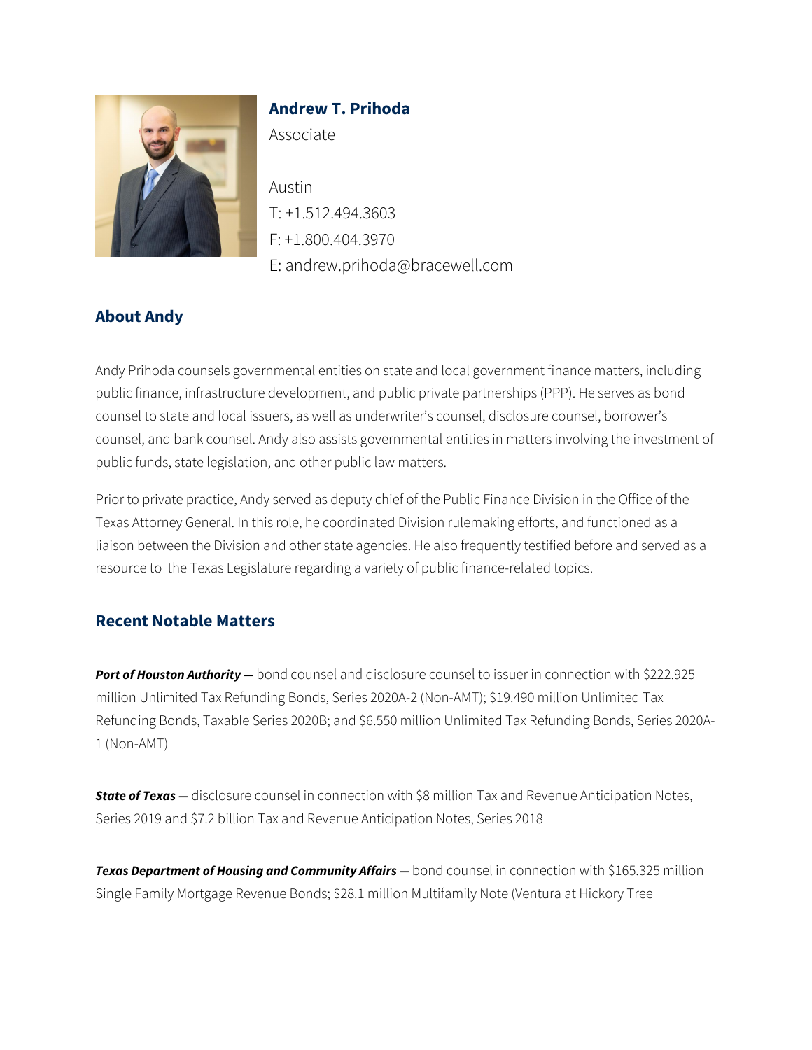**Andrew T. Prihoda**

Associate

Austin

T: +1.512.494.3603

F: +1.800.404.3970

E: andrew.prihoda@bracewell.com

## About Andy

Andy Prihoda counsels governmental entities on state and local government finance matters, including public finance, infrastructure development, and public private partnerships (PPP). He serves as bond counsel to state and local issuers, as well as underwriter's counsel, disclosure counsel, borrower's counsel, and bank counsel. Andy also assists governmental entities in matters involving the investment of public funds, state legislation, and other public law matters.

Prior to private practice, Andy served as deputy chief of the Public Finance Division in the Office of the Texas Attorney General. In this role, he coordinated Division rulemaking efforts, and functioned as a liaison between the Division and other state agencies. He also frequently testified before and served as a resource to the Texas Legislature regarding a variety of public finance-related topics.

## Recent Notable Matters

***Port of Houston Authority —*** bond counsel and disclosure counsel to issuer in connection with $222.925 million Unlimited Tax Refunding Bonds, Series 2020A-2 (Non-AMT); $19.490 million Unlimited Tax Refunding Bonds, Taxable Series 2020B; and $6.550 million Unlimited Tax Refunding Bonds, Series 2020A-1 (Non-AMT)

***State of Texas —*** disclosure counsel in connection with $8 million Tax and Revenue Anticipation Notes, Series 2019 and $7.2 billion Tax and Revenue Anticipation Notes, Series 2018

***Texas Department of Housing and Community Affairs —*** bond counsel in connection with $165.325 million Single Family Mortgage Revenue Bonds; $28.1 million Multifamily Note (Ventura at Hickory Tree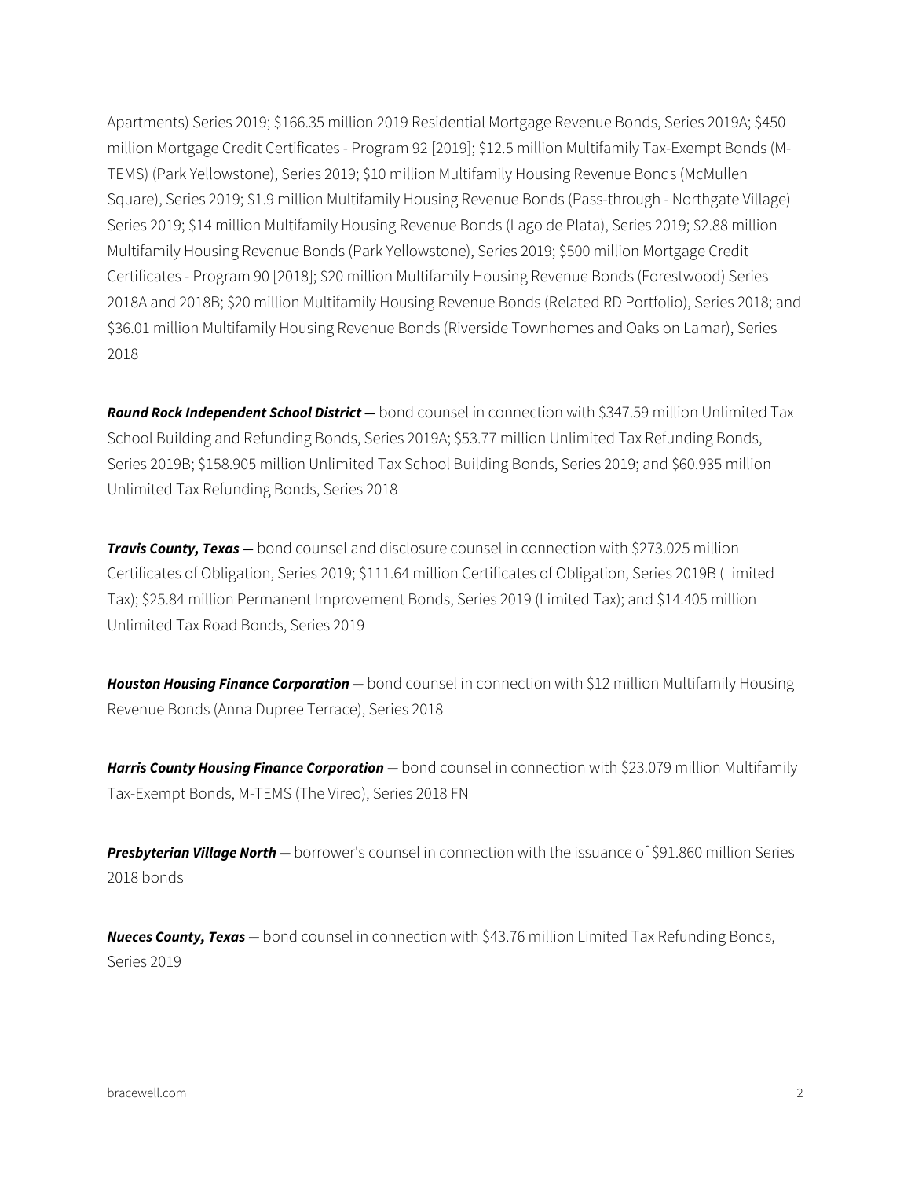Apartments) Series 2019; $166.35 million 2019 Residential Mortgage Revenue Bonds, Series 2019A; $450 million Mortgage Credit Certificates - Program 92 [2019]; $12.5 million Multifamily Tax-Exempt Bonds (M-TEMS) (Park Yellowstone), Series 2019; $10 million Multifamily Housing Revenue Bonds (McMullen Square), Series 2019; $1.9 million Multifamily Housing Revenue Bonds (Pass-through - Northgate Village) Series 2019; $14 million Multifamily Housing Revenue Bonds (Lago de Plata), Series 2019; $2.88 million Multifamily Housing Revenue Bonds (Park Yellowstone), Series 2019; $500 million Mortgage Credit Certificates - Program 90 [2018]; $20 million Multifamily Housing Revenue Bonds (Forestwood) Series 2018A and 2018B; $20 million Multifamily Housing Revenue Bonds (Related RD Portfolio), Series 2018; and $36.01 million Multifamily Housing Revenue Bonds (Riverside Townhomes and Oaks on Lamar), Series 2018

***Round Rock Independent School District —*** bond counsel in connection with $347.59 million Unlimited Tax School Building and Refunding Bonds, Series 2019A; $53.77 million Unlimited Tax Refunding Bonds, Series 2019B; $158.905 million Unlimited Tax School Building Bonds, Series 2019; and $60.935 million Unlimited Tax Refunding Bonds, Series 2018

***Travis County, Texas —*** bond counsel and disclosure counsel in connection with $273.025 million Certificates of Obligation, Series 2019; $111.64 million Certificates of Obligation, Series 2019B (Limited Tax); $25.84 million Permanent Improvement Bonds, Series 2019 (Limited Tax); and $14.405 million Unlimited Tax Road Bonds, Series 2019

***Houston Housing Finance Corporation —*** bond counsel in connection with $12 million Multifamily Housing Revenue Bonds (Anna Dupree Terrace), Series 2018

***Harris County Housing Finance Corporation —*** bond counsel in connection with $23.079 million Multifamily Tax-Exempt Bonds, M-TEMS (The Vireo), Series 2018 FN

***Presbyterian Village North —*** borrower's counsel in connection with the issuance of $91.860 million Series 2018 bonds

***Nueces County, Texas —*** bond counsel in connection with $43.76 million Limited Tax Refunding Bonds, Series 2019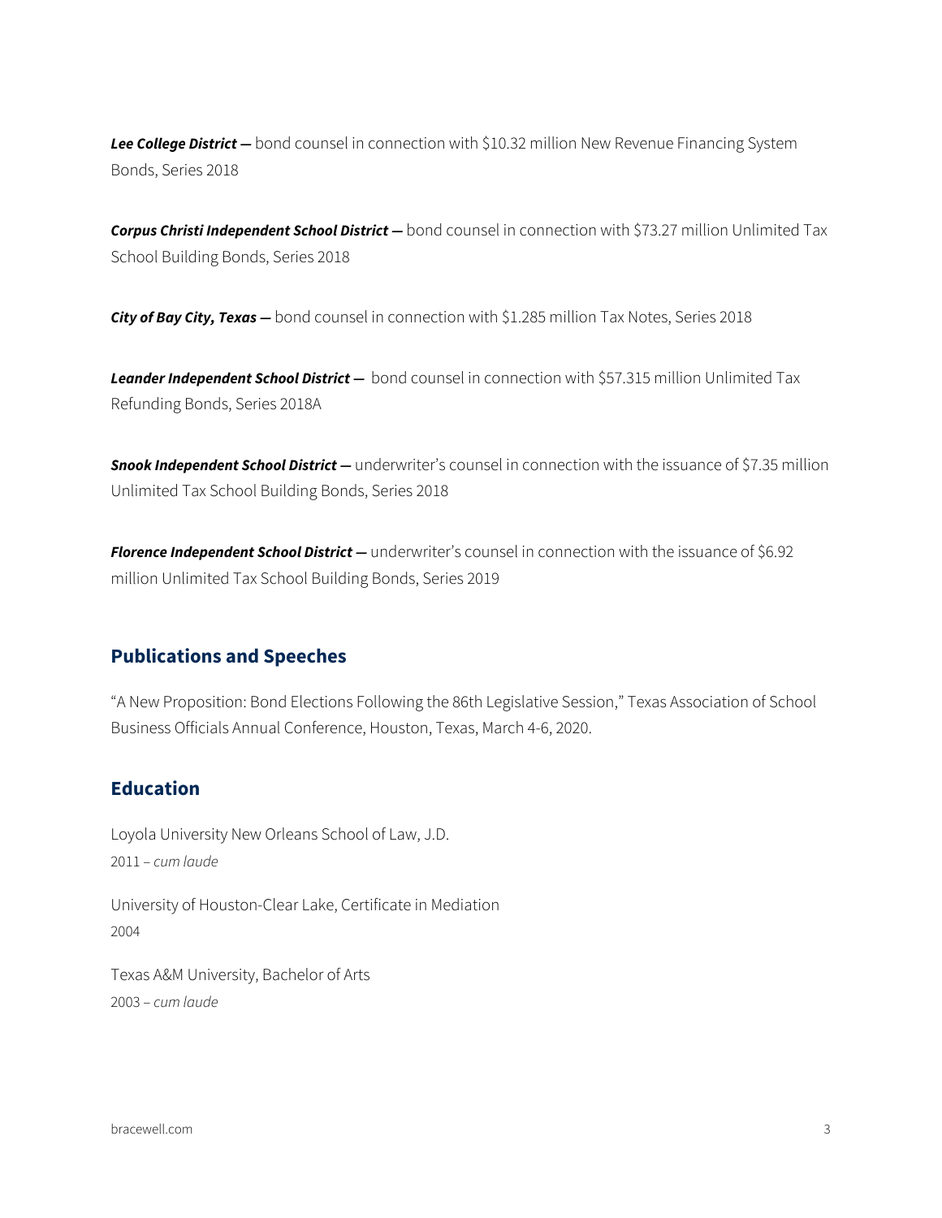***Lee College District —*** bond counsel in connection with $10.32 million New Revenue Financing System Bonds, Series 2018

***Corpus Christi Independent School District —*** bond counsel in connection with $73.27 million Unlimited Tax School Building Bonds, Series 2018

***City of Bay City, Texas —*** bond counsel in connection with $1.285 million Tax Notes, Series 2018

***Leander Independent School District —*** bond counsel in connection with $57.315 million Unlimited Tax Refunding Bonds, Series 2018A

***Snook Independent School District —*** underwriter's counsel in connection with the issuance of $7.35 million Unlimited Tax School Building Bonds, Series 2018

***Florence Independent School District —*** underwriter's counsel in connection with the issuance of $6.92 million Unlimited Tax School Building Bonds, Series 2019

## Publications and Speeches

"A New Proposition: Bond Elections Following the 86th Legislative Session," Texas Association of School Business Officials Annual Conference, Houston, Texas, March 4-6, 2020.

## Education

Loyola University New Orleans School of Law, J.D.
2011 – *cum laude*

University of Houston-Clear Lake, Certificate in Mediation
2004

Texas A&M University, Bachelor of Arts
2003 – *cum laude*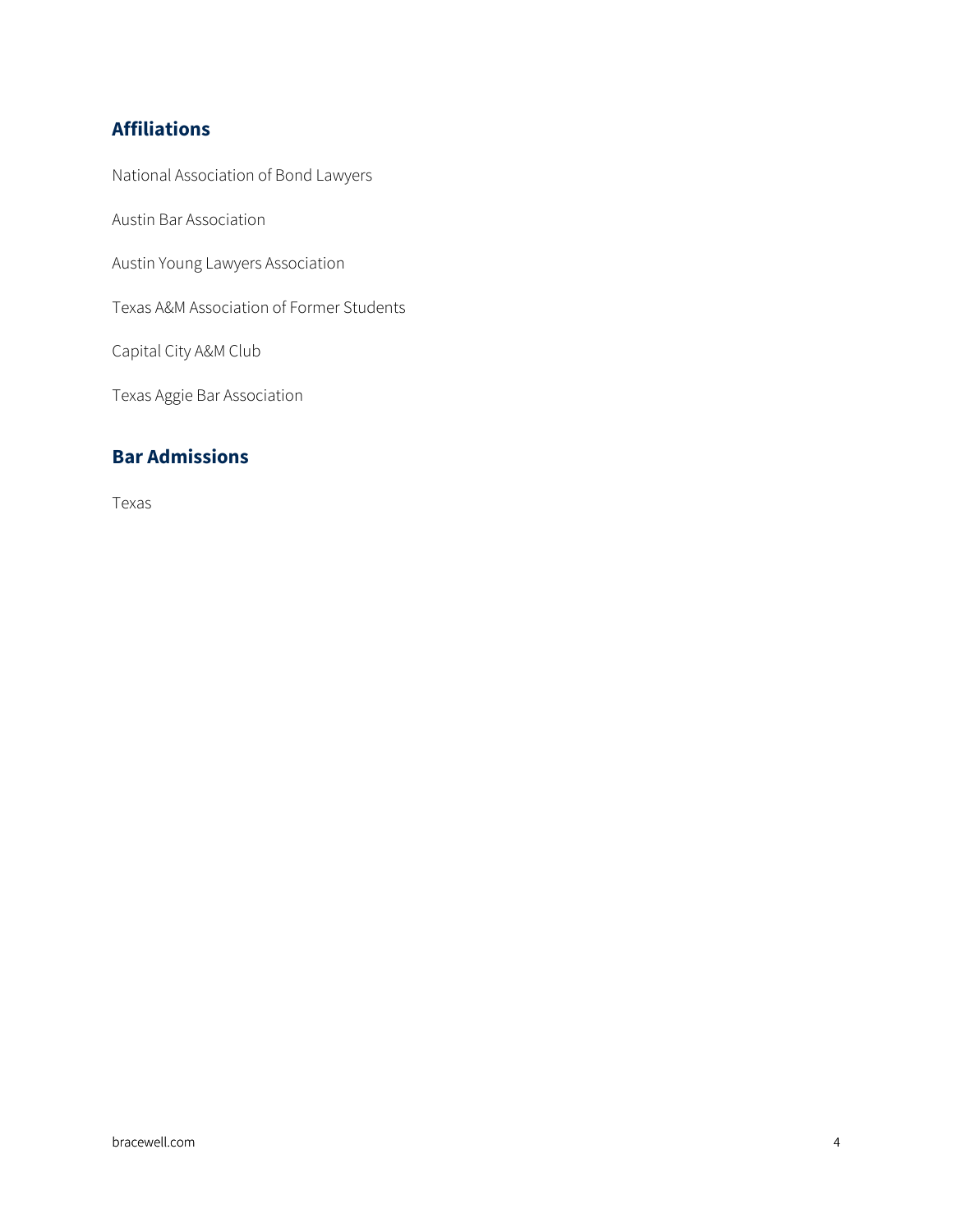## Affiliations

National Association of Bond Lawyers

Austin Bar Association

Austin Young Lawyers Association

Texas A&M Association of Former Students

Capital City A&M Club

Texas Aggie Bar Association

## Bar Admissions

Texas